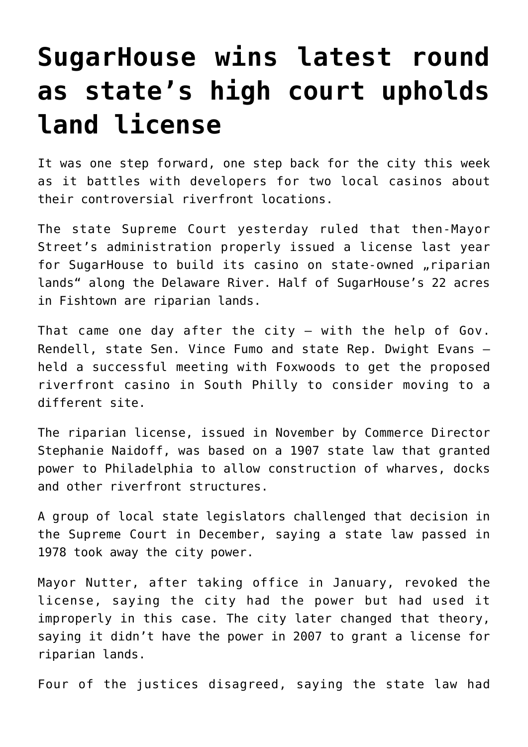# SugarHouse wins latest round as state's high court upholds land license

It was one step forward, one step back for the city this week as it battles with developers for two local casinos about their controversial riverfront locations.

The state Supreme Court yesterday ruled that then-Mayor Street's administration properly issued a license last year for SugarHouse to build its casino on state-owned „riparian lands" along the Delaware River. Half of SugarHouse's 22 acres in Fishtown are riparian lands.

That came one day after the city – with the help of Gov. Rendell, state Sen. Vince Fumo and state Rep. Dwight Evans – held a successful meeting with Foxwoods to get the proposed riverfront casino in South Philly to consider moving to a different site.

The riparian license, issued in November by Commerce Director Stephanie Naidoff, was based on a 1907 state law that granted power to Philadelphia to allow construction of wharves, docks and other riverfront structures.

A group of local state legislators challenged that decision in the Supreme Court in December, saying a state law passed in 1978 took away the city power.

Mayor Nutter, after taking office in January, revoked the license, saying the city had the power but had used it improperly in this case. The city later changed that theory, saying it didn't have the power in 2007 to grant a license for riparian lands.

Four of the justices disagreed, saying the state law had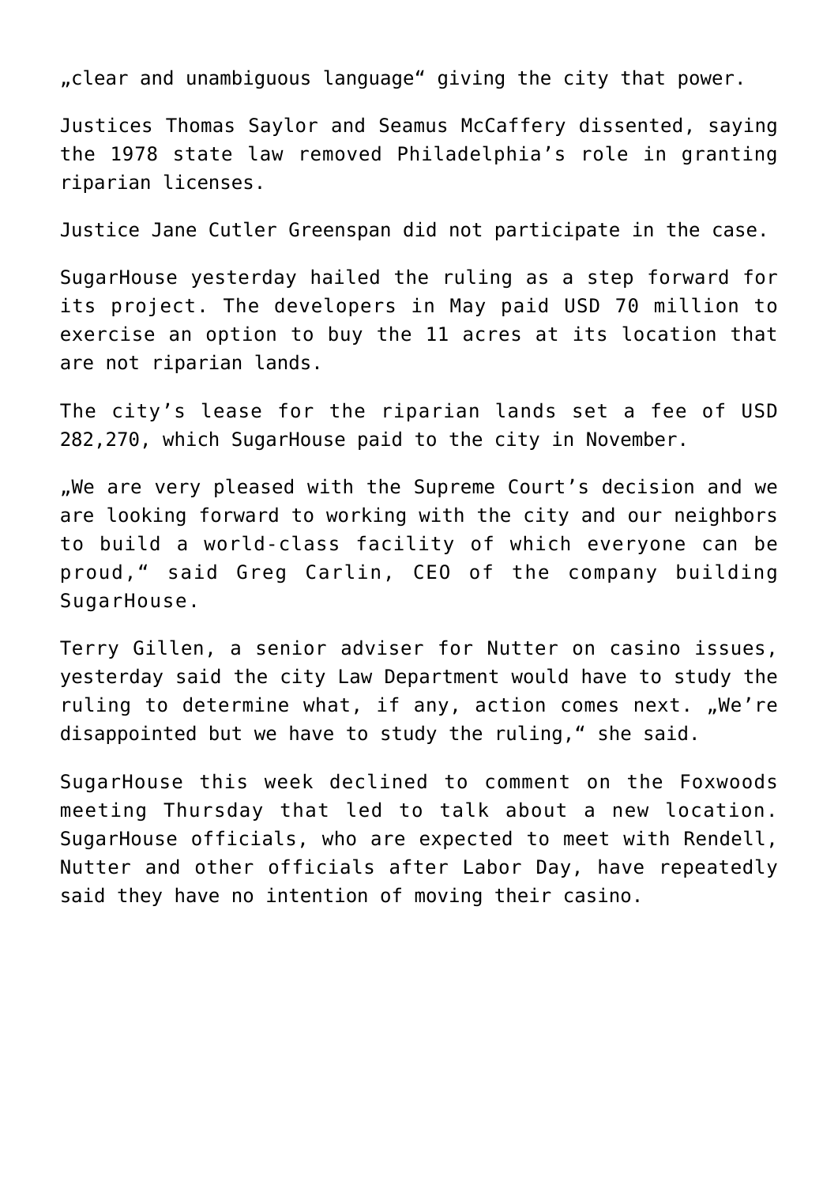„clear and unambiguous language" giving the city that power.

Justices Thomas Saylor and Seamus McCaffery dissented, saying the 1978 state law removed Philadelphia's role in granting riparian licenses.

Justice Jane Cutler Greenspan did not participate in the case.

SugarHouse yesterday hailed the ruling as a step forward for its project. The developers in May paid USD 70 million to exercise an option to buy the 11 acres at its location that are not riparian lands.

The city's lease for the riparian lands set a fee of USD 282,270, which SugarHouse paid to the city in November.

„We are very pleased with the Supreme Court's decision and we are looking forward to working with the city and our neighbors to build a world-class facility of which everyone can be proud," said Greg Carlin, CEO of the company building SugarHouse.

Terry Gillen, a senior adviser for Nutter on casino issues, yesterday said the city Law Department would have to study the ruling to determine what, if any, action comes next. „We're disappointed but we have to study the ruling," she said.

SugarHouse this week declined to comment on the Foxwoods meeting Thursday that led to talk about a new location. SugarHouse officials, who are expected to meet with Rendell, Nutter and other officials after Labor Day, have repeatedly said they have no intention of moving their casino.